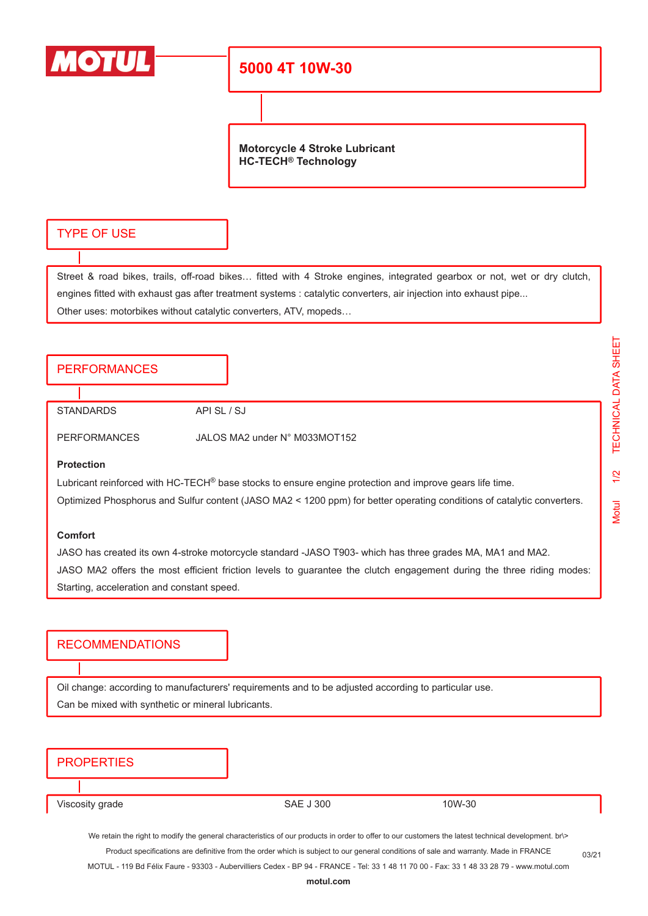# 5000 4T 10W-30

**Motorcycle 4 Stroke Lubricant**
**HC-TECH® Technology**

## TYPE OF USE

Street & road bikes, trails, off-road bikes… fitted with 4 Stroke engines, integrated gearbox or not, wet or dry clutch, engines fitted with exhaust gas after treatment systems : catalytic converters, air injection into exhaust pipe...

Other uses: motorbikes without catalytic converters, ATV, mopeds…

## PERFORMANCES

| | |
|---|---|
| STANDARDS | API SL / SJ |
| PERFORMANCES | JALOS MA2 under N° M033MOT152 |

**Protection**

Lubricant reinforced with HC-TECH® base stocks to ensure engine protection and improve gears life time.

Optimized Phosphorus and Sulfur content (JASO MA2 < 1200 ppm) for better operating conditions of catalytic converters.

**Comfort**

JASO has created its own 4-stroke motorcycle standard -JASO T903- which has three grades MA, MA1 and MA2.

JASO MA2 offers the most efficient friction levels to guarantee the clutch engagement during the three riding modes: Starting, acceleration and constant speed.

## RECOMMENDATIONS

Oil change: according to manufacturers' requirements and to be adjusted according to particular use.

Can be mixed with synthetic or mineral lubricants.

## PROPERTIES

| | | |
|---|---|---|
| Viscosity grade | SAE J 300 | 10W-30 |

We retain the right to modify the general characteristics of our products in order to offer to our customers the latest technical development. br\>
Product specifications are definitive from the order which is subject to our general conditions of sale and warranty. Made in FRANCE
MOTUL - 119 Bd Félix Faure - 93303 - Aubervilliers Cedex - BP 94 - FRANCE - Tel: 33 1 48 11 70 00 - Fax: 33 1 48 33 28 79 - www.motul.com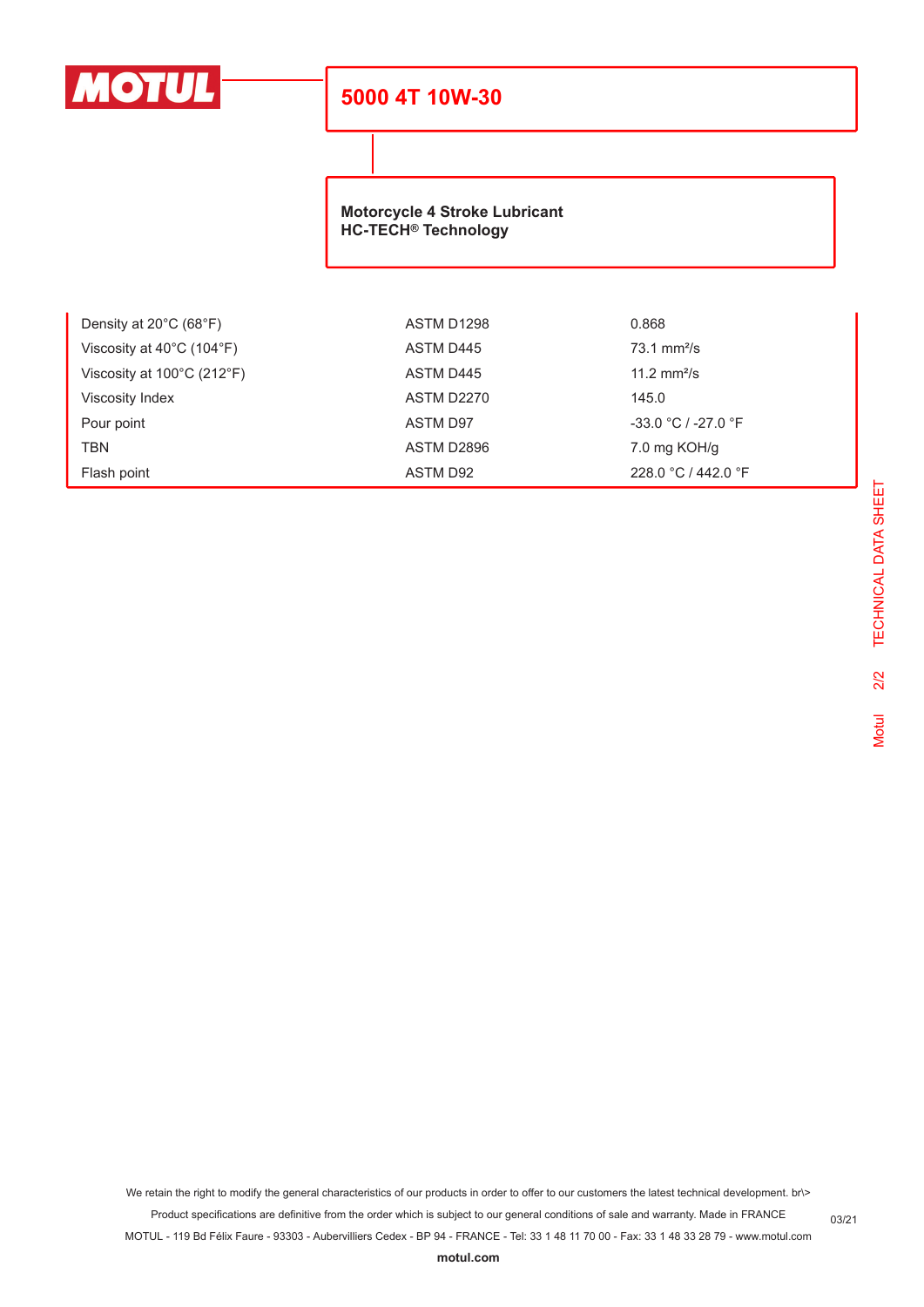# 5000 4T 10W-30

**Motorcycle 4 Stroke Lubricant**
**HC-TECH® Technology**

| | | |
|---|---|---|
| Density at 20°C (68°F) | ASTM D1298 | 0.868 |
| Viscosity at 40°C (104°F) | ASTM D445 | 73.1 mm²/s |
| Viscosity at 100°C (212°F) | ASTM D445 | 11.2 mm²/s |
| Viscosity Index | ASTM D2270 | 145.0 |
| Pour point | ASTM D97 | -33.0 °C / -27.0 °F |
| TBN | ASTM D2896 | 7.0 mg KOH/g |
| Flash point | ASTM D92 | 228.0 °C / 442.0 °F |

We retain the right to modify the general characteristics of our products in order to offer to our customers the latest technical development. br\>
Product specifications are definitive from the order which is subject to our general conditions of sale and warranty. Made in FRANCE
MOTUL - 119 Bd Félix Faure - 93303 - Aubervilliers Cedex - BP 94 - FRANCE - Tel: 33 1 48 11 70 00 - Fax: 33 1 48 33 28 79 - www.motul.com

**motul.com**

03/21